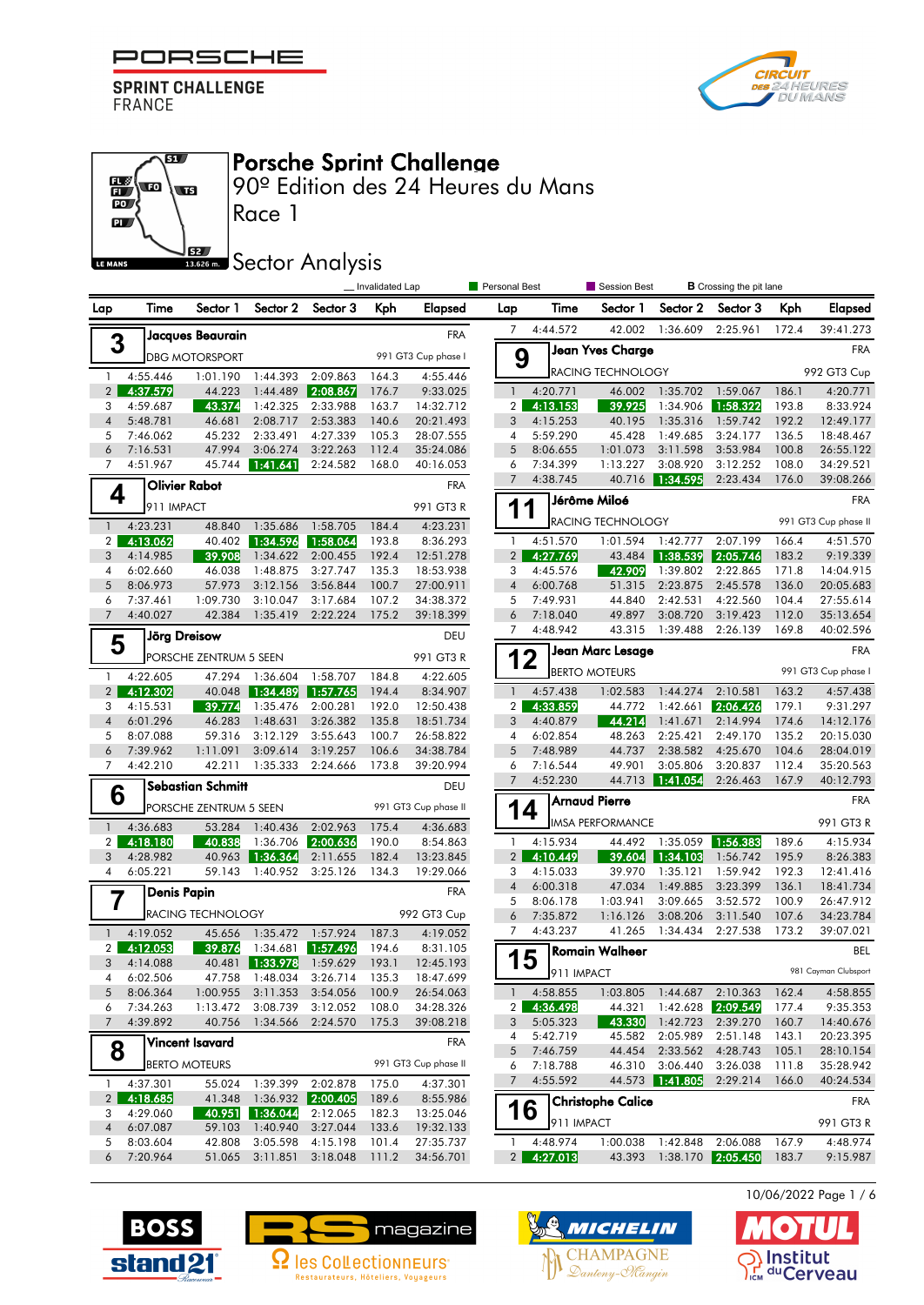PORSCHE SPRINT CHALLENGE FRANCE

# Porsche Sprint Challenge
## 90º Edition des 24 Heures du Mans
### Race 1
### Sector Analysis

Legend: _ Invalidated Lap | Personal Best | Session Best | B Crossing the pit lane

**3 — Jacques Beaurain** (FRA) — DBG MOTORSPORT — 991 GT3 Cup phase I

| Lap | Time | Sector 1 | Sector 2 | Sector 3 | Kph | Elapsed |
|---|---|---|---|---|---|---|
| 1 | 4:55.446 | 1:01.190 | 1:44.393 | 2:09.863 | 164.3 | 4:55.446 |
| 2 | 4:37.579 | 44.223 | 1:44.489 | 2:08.867 | 176.7 | 9:33.025 |
| 3 | 4:59.687 | 43.374 | 1:42.325 | 2:33.988 | 163.7 | 14:32.712 |
| 4 | 5:48.781 | 46.681 | 2:08.717 | 2:53.383 | 140.6 | 20:21.493 |
| 5 | 7:46.062 | 45.232 | 2:33.491 | 4:27.339 | 105.3 | 28:07.555 |
| 6 | 7:16.531 | 47.994 | 3:06.274 | 3:22.263 | 112.4 | 35:24.086 |
| 7 | 4:51.967 | 45.744 | 1:41.641 | 2:24.582 | 168.0 | 40:16.053 |

**4 — Olivier Rabot** (FRA) — 911 IMPACT — 991 GT3 R

| Lap | Time | Sector 1 | Sector 2 | Sector 3 | Kph | Elapsed |
|---|---|---|---|---|---|---|
| 1 | 4:23.231 | 48.840 | 1:35.686 | 1:58.705 | 184.4 | 4:23.231 |
| 2 | 4:13.062 | 40.402 | 1:34.596 | 1:58.064 | 193.8 | 8:36.293 |
| 3 | 4:14.985 | 39.908 | 1:34.622 | 2:00.455 | 192.4 | 12:51.278 |
| 4 | 6:02.660 | 46.038 | 1:48.875 | 3:27.747 | 135.3 | 18:53.938 |
| 5 | 8:06.973 | 57.973 | 3:12.156 | 3:56.844 | 100.7 | 27:00.911 |
| 6 | 7:37.461 | 1:09.730 | 3:10.047 | 3:17.684 | 107.2 | 34:38.372 |
| 7 | 4:40.027 | 42.384 | 1:35.419 | 2:22.224 | 175.2 | 39:18.399 |

**5 — Jörg Dreisow** (DEU) — PORSCHE ZENTRUM 5 SEEN — 991 GT3 R

| Lap | Time | Sector 1 | Sector 2 | Sector 3 | Kph | Elapsed |
|---|---|---|---|---|---|---|
| 1 | 4:22.605 | 47.294 | 1:36.604 | 1:58.707 | 184.8 | 4:22.605 |
| 2 | 4:12.302 | 40.048 | 1:34.489 | 1:57.765 | 194.4 | 8:34.907 |
| 3 | 4:15.531 | 39.774 | 1:35.476 | 2:00.281 | 192.0 | 12:50.438 |
| 4 | 6:01.296 | 46.283 | 1:48.631 | 3:26.382 | 135.8 | 18:51.734 |
| 5 | 8:07.088 | 59.316 | 3:12.129 | 3:55.643 | 100.7 | 26:58.822 |
| 6 | 7:39.962 | 1:11.091 | 3:09.614 | 3:19.257 | 106.6 | 34:38.784 |
| 7 | 4:42.210 | 42.211 | 1:35.333 | 2:24.666 | 173.8 | 39:20.994 |

**6 — Sebastian Schmitt** (DEU) — PORSCHE ZENTRUM 5 SEEN — 991 GT3 Cup phase II

| Lap | Time | Sector 1 | Sector 2 | Sector 3 | Kph | Elapsed |
|---|---|---|---|---|---|---|
| 1 | 4:36.683 | 53.284 | 1:40.436 | 2:02.963 | 175.4 | 4:36.683 |
| 2 | 4:18.180 | 40.838 | 1:36.706 | 2:00.636 | 190.0 | 8:54.863 |
| 3 | 4:28.982 | 40.963 | 1:36.364 | 2:11.655 | 182.4 | 13:23.845 |
| 4 | 6:05.221 | 59.143 | 1:40.952 | 3:25.126 | 134.3 | 19:29.066 |

**7 — Denis Papin** (FRA) — RACING TECHNOLOGY — 992 GT3 Cup

| Lap | Time | Sector 1 | Sector 2 | Sector 3 | Kph | Elapsed |
|---|---|---|---|---|---|---|
| 1 | 4:19.052 | 45.656 | 1:35.472 | 1:57.924 | 187.3 | 4:19.052 |
| 2 | 4:12.053 | 39.876 | 1:34.681 | 1:57.496 | 194.6 | 8:31.105 |
| 3 | 4:14.088 | 40.481 | 1:33.978 | 1:59.629 | 193.1 | 12:45.193 |
| 4 | 6:02.506 | 47.758 | 1:48.034 | 3:26.714 | 135.3 | 18:47.699 |
| 5 | 8:06.364 | 1:00.955 | 3:11.353 | 3:54.056 | 100.9 | 26:54.063 |
| 6 | 7:34.263 | 1:13.472 | 3:08.739 | 3:12.052 | 108.0 | 34:28.326 |
| 7 | 4:39.892 | 40.756 | 1:34.566 | 2:24.570 | 175.3 | 39:08.218 |

**8 — Vincent Isavard** (FRA) — BERTO MOTEURS — 991 GT3 Cup phase II

| Lap | Time | Sector 1 | Sector 2 | Sector 3 | Kph | Elapsed |
|---|---|---|---|---|---|---|
| 1 | 4:37.301 | 55.024 | 1:39.399 | 2:02.878 | 175.0 | 4:37.301 |
| 2 | 4:18.685 | 41.348 | 1:36.932 | 2:00.405 | 189.6 | 8:55.986 |
| 3 | 4:29.060 | 40.951 | 1:36.044 | 2:12.065 | 182.3 | 13:25.046 |
| 4 | 6:07.087 | 59.103 | 1:40.940 | 3:27.044 | 133.6 | 19:32.133 |
| 5 | 8:03.604 | 42.808 | 3:05.598 | 4:15.198 | 101.4 | 27:35.737 |
| 6 | 7:20.964 | 51.065 | 3:11.851 | 3:18.048 | 111.2 | 34:56.701 |
| 7 | 4:44.572 | 42.002 | 1:36.609 | 2:25.961 | 172.4 | 39:41.273 |

**9 — Jean Yves Charge** (FRA) — RACING TECHNOLOGY — 992 GT3 Cup

| Lap | Time | Sector 1 | Sector 2 | Sector 3 | Kph | Elapsed |
|---|---|---|---|---|---|---|
| 1 | 4:20.771 | 46.002 | 1:35.702 | 1:59.067 | 186.1 | 4:20.771 |
| 2 | 4:13.153 | 39.925 | 1:34.906 | 1:58.322 | 193.8 | 8:33.924 |
| 3 | 4:15.253 | 40.195 | 1:35.316 | 1:59.742 | 192.2 | 12:49.177 |
| 4 | 5:59.290 | 45.428 | 1:49.685 | 3:24.177 | 136.5 | 18:48.467 |
| 5 | 8:06.655 | 1:01.073 | 3:11.598 | 3:53.984 | 100.8 | 26:55.122 |
| 6 | 7:34.399 | 1:13.227 | 3:08.920 | 3:12.252 | 108.0 | 34:29.521 |
| 7 | 4:38.745 | 40.716 | 1:34.595 | 2:23.434 | 176.0 | 39:08.266 |

**11 — Jérôme Miloé** (FRA) — RACING TECHNOLOGY — 991 GT3 Cup phase II

| Lap | Time | Sector 1 | Sector 2 | Sector 3 | Kph | Elapsed |
|---|---|---|---|---|---|---|
| 1 | 4:51.570 | 1:01.594 | 1:42.777 | 2:07.199 | 166.4 | 4:51.570 |
| 2 | 4:27.769 | 43.484 | 1:38.539 | 2:05.746 | 183.2 | 9:19.339 |
| 3 | 4:45.576 | 42.909 | 1:39.802 | 2:22.865 | 171.8 | 14:04.915 |
| 4 | 6:00.768 | 51.315 | 2:23.875 | 2:45.578 | 136.0 | 20:05.683 |
| 5 | 7:49.931 | 44.840 | 2:42.531 | 4:22.560 | 104.4 | 27:55.614 |
| 6 | 7:18.040 | 49.897 | 3:08.720 | 3:19.423 | 112.0 | 35:13.654 |
| 7 | 4:48.942 | 43.315 | 1:39.488 | 2:26.139 | 169.8 | 40:02.596 |

**12 — Jean Marc Lesage** (FRA) — BERTO MOTEURS — 991 GT3 Cup phase I

| Lap | Time | Sector 1 | Sector 2 | Sector 3 | Kph | Elapsed |
|---|---|---|---|---|---|---|
| 1 | 4:57.438 | 1:02.583 | 1:44.274 | 2:10.581 | 163.2 | 4:57.438 |
| 2 | 4:33.859 | 44.772 | 1:42.661 | 2:06.426 | 179.1 | 9:31.297 |
| 3 | 4:40.879 | 44.214 | 1:41.671 | 2:14.994 | 174.6 | 14:12.176 |
| 4 | 6:02.854 | 48.263 | 2:25.421 | 2:49.170 | 135.2 | 20:15.030 |
| 5 | 7:48.989 | 44.737 | 2:38.582 | 4:25.670 | 104.6 | 28:04.019 |
| 6 | 7:16.544 | 49.901 | 3:05.806 | 3:20.837 | 112.4 | 35:20.563 |
| 7 | 4:52.230 | 44.713 | 1:41.054 | 2:26.463 | 167.9 | 40:12.793 |

**14 — Arnaud Pierre** (FRA) — IMSA PERFORMANCE — 991 GT3 R

| Lap | Time | Sector 1 | Sector 2 | Sector 3 | Kph | Elapsed |
|---|---|---|---|---|---|---|
| 1 | 4:15.934 | 44.492 | 1:35.059 | 1:56.383 | 189.6 | 4:15.934 |
| 2 | 4:10.449 | 39.604 | 1:34.103 | 1:56.742 | 195.9 | 8:26.383 |
| 3 | 4:15.033 | 39.970 | 1:35.121 | 1:59.942 | 192.3 | 12:41.416 |
| 4 | 6:00.318 | 47.034 | 1:49.885 | 3:23.399 | 136.1 | 18:41.734 |
| 5 | 8:06.178 | 1:03.941 | 3:09.665 | 3:52.572 | 100.9 | 26:47.912 |
| 6 | 7:35.872 | 1:16.126 | 3:08.206 | 3:11.540 | 107.6 | 34:23.784 |
| 7 | 4:43.237 | 41.265 | 1:34.434 | 2:27.538 | 173.2 | 39:07.021 |

**15 — Romain Walheer** (BEL) — 911 IMPACT — 981 Cayman Clubsport

| Lap | Time | Sector 1 | Sector 2 | Sector 3 | Kph | Elapsed |
|---|---|---|---|---|---|---|
| 1 | 4:58.855 | 1:03.805 | 1:44.687 | 2:10.363 | 162.4 | 4:58.855 |
| 2 | 4:36.498 | 44.321 | 1:42.628 | 2:09.549 | 177.4 | 9:35.353 |
| 3 | 5:05.323 | 43.330 | 1:42.723 | 2:39.270 | 160.7 | 14:40.676 |
| 4 | 5:42.719 | 45.582 | 2:05.989 | 2:51.148 | 143.1 | 20:23.395 |
| 5 | 7:46.759 | 44.454 | 2:33.562 | 4:28.743 | 105.1 | 28:10.154 |
| 6 | 7:18.788 | 46.310 | 3:06.440 | 3:26.038 | 111.8 | 35:28.942 |
| 7 | 4:55.592 | 44.573 | 1:41.805 | 2:29.214 | 166.0 | 40:24.534 |

**16 — Christophe Calice** (FRA) — 911 IMPACT — 991 GT3 R

| Lap | Time | Sector 1 | Sector 2 | Sector 3 | Kph | Elapsed |
|---|---|---|---|---|---|---|
| 1 | 4:48.974 | 1:00.038 | 1:42.848 | 2:06.088 | 167.9 | 4:48.974 |
| 2 | 4:27.013 | 43.393 | 1:38.170 | 2:05.450 | 183.7 | 9:15.987 |

10/06/2022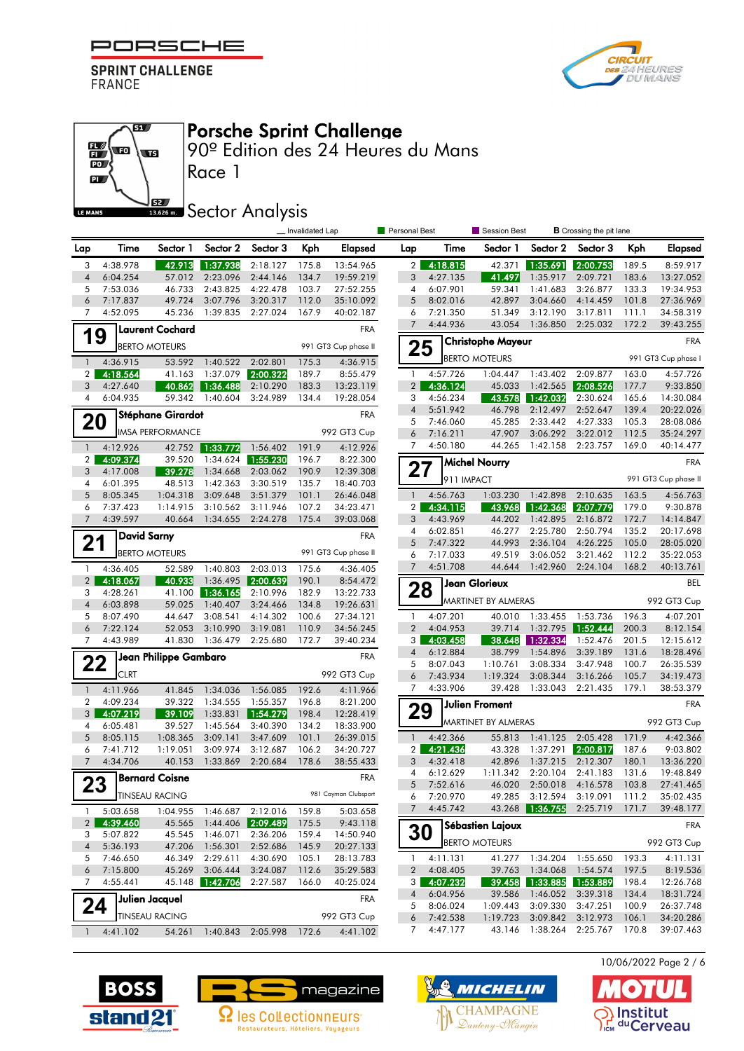# Porsche Sprint Challenge

90º Edition des 24 Heures du Mans

Race 1

## Sector Analysis

Invalidated Lap | Personal Best | Session Best | B Crossing the pit lane

| Lap | Time | Sector 1 | Sector 2 | Sector 3 | Kph | Elapsed |
|---|---|---|---|---|---|---|
| 3 | 4:38.978 | 42.913 | 1:37.938 | 2:18.127 | 175.8 | 13:54.965 |
| 4 | 6:04.254 | 57.012 | 2:23.096 | 2:44.146 | 134.7 | 19:59.219 |
| 5 | 7:53.036 | 46.733 | 2:43.825 | 4:22.478 | 103.7 | 27:52.255 |
| 6 | 7:17.837 | 49.724 | 3:07.796 | 3:20.317 | 112.0 | 35:10.092 |
| 7 | 4:52.095 | 45.236 | 1:39.835 | 2:27.024 | 167.9 | 40:02.187 |

### 19 Laurent Cochard — FRA
BERTO MOTEURS — 991 GT3 Cup phase II

| Lap | Time | Sector 1 | Sector 2 | Sector 3 | Kph | Elapsed |
|---|---|---|---|---|---|---|
| 1 | 4:36.915 | 53.592 | 1:40.522 | 2:02.801 | 175.3 | 4:36.915 |
| 2 | 4:18.564 | 41.163 | 1:37.079 | 2:00.322 | 189.7 | 8:55.479 |
| 3 | 4:27.640 | 40.862 | 1:36.488 | 2:10.290 | 183.3 | 13:23.119 |
| 4 | 6:04.935 | 59.342 | 1:40.604 | 3:24.989 | 134.4 | 19:28.054 |

### 20 Stéphane Girardot — FRA
IMSA PERFORMANCE — 992 GT3 Cup

| Lap | Time | Sector 1 | Sector 2 | Sector 3 | Kph | Elapsed |
|---|---|---|---|---|---|---|
| 1 | 4:12.926 | 42.752 | 1:33.772 | 1:56.402 | 191.9 | 4:12.926 |
| 2 | 4:09.374 | 39.520 | 1:34.624 | 1:55.230 | 196.7 | 8:22.300 |
| 3 | 4:17.008 | 39.278 | 1:34.668 | 2:03.062 | 190.9 | 12:39.308 |
| 4 | 6:01.395 | 48.513 | 1:42.363 | 3:30.519 | 135.7 | 18:40.703 |
| 5 | 8:05.345 | 1:04.318 | 3:09.648 | 3:51.379 | 101.1 | 26:46.048 |
| 6 | 7:37.423 | 1:14.915 | 3:10.562 | 3:11.946 | 107.2 | 34:23.471 |
| 7 | 4:39.597 | 40.664 | 1:34.655 | 2:24.278 | 175.4 | 39:03.068 |

### 21 David Sarny — FRA
BERTO MOTEURS — 991 GT3 Cup phase II

| Lap | Time | Sector 1 | Sector 2 | Sector 3 | Kph | Elapsed |
|---|---|---|---|---|---|---|
| 1 | 4:36.405 | 52.589 | 1:40.803 | 2:03.013 | 175.6 | 4:36.405 |
| 2 | 4:18.067 | 40.933 | 1:36.495 | 2:00.639 | 190.1 | 8:54.472 |
| 3 | 4:28.261 | 41.100 | 1:36.165 | 2:10.996 | 182.9 | 13:22.733 |
| 4 | 6:03.898 | 59.025 | 1:40.407 | 3:24.466 | 134.8 | 19:26.631 |
| 5 | 8:07.490 | 44.647 | 3:08.541 | 4:14.302 | 100.6 | 27:34.121 |
| 6 | 7:22.124 | 52.053 | 3:10.990 | 3:19.081 | 110.9 | 34:56.245 |
| 7 | 4:43.989 | 41.830 | 1:36.479 | 2:25.680 | 172.7 | 39:40.234 |

### 22 Jean Philippe Gambaro — FRA
CLRT — 992 GT3 Cup

| Lap | Time | Sector 1 | Sector 2 | Sector 3 | Kph | Elapsed |
|---|---|---|---|---|---|---|
| 1 | 4:11.966 | 41.845 | 1:34.036 | 1:56.085 | 192.6 | 4:11.966 |
| 2 | 4:09.234 | 39.322 | 1:34.555 | 1:55.357 | 196.8 | 8:21.200 |
| 3 | 4:07.219 | 39.109 | 1:33.831 | 1:54.279 | 198.4 | 12:28.419 |
| 4 | 6:05.481 | 39.527 | 1:45.564 | 3:40.390 | 134.2 | 18:33.900 |
| 5 | 8:05.115 | 1:08.365 | 3:09.141 | 3:47.609 | 101.1 | 26:39.015 |
| 6 | 7:41.712 | 1:19.051 | 3:09.974 | 3:12.687 | 106.2 | 34:20.727 |
| 7 | 4:34.706 | 40.153 | 1:33.869 | 2:20.684 | 178.6 | 38:55.433 |

### 23 Bernard Coisne — FRA
TINSEAU RACING — 981 Cayman Clubsport

| Lap | Time | Sector 1 | Sector 2 | Sector 3 | Kph | Elapsed |
|---|---|---|---|---|---|---|
| 1 | 5:03.658 | 1:04.955 | 1:46.687 | 2:12.016 | 159.8 | 5:03.658 |
| 2 | 4:39.460 | 45.565 | 1:44.406 | 2:09.489 | 175.5 | 9:43.118 |
| 3 | 5:07.822 | 45.545 | 1:46.071 | 2:36.206 | 159.4 | 14:50.940 |
| 4 | 5:36.193 | 47.206 | 1:56.301 | 2:52.686 | 145.9 | 20:27.133 |
| 5 | 7:46.650 | 46.349 | 2:29.611 | 4:30.690 | 105.1 | 28:13.783 |
| 6 | 7:15.800 | 45.269 | 3:06.444 | 3:24.087 | 112.6 | 35:29.583 |
| 7 | 4:55.441 | 45.148 | 1:42.706 | 2:27.587 | 166.0 | 40:25.024 |

### 24 Julien Jacquel — FRA
TINSEAU RACING — 992 GT3 Cup

| Lap | Time | Sector 1 | Sector 2 | Sector 3 | Kph | Elapsed |
|---|---|---|---|---|---|---|
| 1 | 4:41.102 | 54.261 | 1:40.843 | 2:05.998 | 172.6 | 4:41.102 |
| 2 | 4:18.815 | 42.371 | 1:35.691 | 2:00.753 | 189.5 | 8:59.917 |
| 3 | 4:27.135 | 41.497 | 1:35.917 | 2:09.721 | 183.6 | 13:27.052 |
| 4 | 6:07.901 | 59.341 | 1:41.683 | 3:26.877 | 133.3 | 19:34.953 |
| 5 | 8:02.016 | 42.897 | 3:04.660 | 4:14.459 | 101.8 | 27:36.969 |
| 6 | 7:21.350 | 51.349 | 3:12.190 | 3:17.811 | 111.1 | 34:58.319 |
| 7 | 4:44.936 | 43.054 | 1:36.850 | 2:25.032 | 172.2 | 39:43.255 |

### 25 Christophe Mayeur — FRA
BERTO MOTEURS — 991 GT3 Cup phase I

| Lap | Time | Sector 1 | Sector 2 | Sector 3 | Kph | Elapsed |
|---|---|---|---|---|---|---|
| 1 | 4:57.726 | 1:04.447 | 1:43.402 | 2:09.877 | 163.0 | 4:57.726 |
| 2 | 4:36.124 | 45.033 | 1:42.565 | 2:08.526 | 177.7 | 9:33.850 |
| 3 | 4:56.234 | 43.578 | 1:42.032 | 2:30.624 | 165.6 | 14:30.084 |
| 4 | 5:51.942 | 46.798 | 2:12.497 | 2:52.647 | 139.4 | 20:22.026 |
| 5 | 7:46.060 | 45.285 | 2:33.442 | 4:27.333 | 105.3 | 28:08.086 |
| 6 | 7:16.211 | 47.907 | 3:06.292 | 3:22.012 | 112.5 | 35:24.297 |
| 7 | 4:50.180 | 44.265 | 1:42.158 | 2:23.757 | 169.0 | 40:14.477 |

### 27 Michel Nourry — FRA
911 IMPACT — 991 GT3 Cup phase II

| Lap | Time | Sector 1 | Sector 2 | Sector 3 | Kph | Elapsed |
|---|---|---|---|---|---|---|
| 1 | 4:56.763 | 1:03.230 | 1:42.898 | 2:10.635 | 163.5 | 4:56.763 |
| 2 | 4:34.115 | 43.968 | 1:42.368 | 2:07.779 | 179.0 | 9:30.878 |
| 3 | 4:43.969 | 44.202 | 1:42.895 | 2:16.872 | 172.7 | 14:14.847 |
| 4 | 6:02.851 | 46.277 | 2:25.780 | 2:50.794 | 135.2 | 20:17.698 |
| 5 | 7:47.322 | 44.993 | 2:36.104 | 4:26.225 | 105.0 | 28:05.020 |
| 6 | 7:17.033 | 49.519 | 3:06.052 | 3:21.462 | 112.2 | 35:22.053 |
| 7 | 4:51.708 | 44.644 | 1:42.960 | 2:24.104 | 168.2 | 40:13.761 |

### 28 Jean Glorieux — BEL
MARTINET BY ALMERAS — 992 GT3 Cup

| Lap | Time | Sector 1 | Sector 2 | Sector 3 | Kph | Elapsed |
|---|---|---|---|---|---|---|
| 1 | 4:07.201 | 40.010 | 1:33.455 | 1:53.736 | 196.3 | 4:07.201 |
| 2 | 4:04.953 | 39.714 | 1:32.795 | 1:52.444 | 200.3 | 8:12.154 |
| 3 | 4:03.458 | 38.648 | 1:32.334 | 1:52.476 | 201.5 | 12:15.612 |
| 4 | 6:12.884 | 38.799 | 1:54.896 | 3:39.189 | 131.6 | 18:28.496 |
| 5 | 8:07.043 | 1:10.761 | 3:08.334 | 3:47.948 | 100.7 | 26:35.539 |
| 6 | 7:43.934 | 1:19.324 | 3:08.344 | 3:16.266 | 105.7 | 34:19.473 |
| 7 | 4:33.906 | 39.428 | 1:33.043 | 2:21.435 | 179.1 | 38:53.379 |

### 29 Julien Froment — FRA
MARTINET BY ALMERAS — 992 GT3 Cup

| Lap | Time | Sector 1 | Sector 2 | Sector 3 | Kph | Elapsed |
|---|---|---|---|---|---|---|
| 1 | 4:42.366 | 55.813 | 1:41.125 | 2:05.428 | 171.9 | 4:42.366 |
| 2 | 4:21.436 | 43.328 | 1:37.291 | 2:00.817 | 187.6 | 9:03.802 |
| 3 | 4:32.418 | 42.896 | 1:37.215 | 2:12.307 | 180.1 | 13:36.220 |
| 4 | 6:12.629 | 1:11.342 | 2:20.104 | 2:41.183 | 131.6 | 19:48.849 |
| 5 | 7:52.616 | 46.020 | 2:50.018 | 4:16.578 | 103.8 | 27:41.465 |
| 6 | 7:20.970 | 49.285 | 3:12.594 | 3:19.091 | 111.2 | 35:02.435 |
| 7 | 4:45.742 | 43.268 | 1:36.755 | 2:25.719 | 171.7 | 39:48.177 |

### 30 Sébastien Lajoux — FRA
BERTO MOTEURS — 992 GT3 Cup

| Lap | Time | Sector 1 | Sector 2 | Sector 3 | Kph | Elapsed |
|---|---|---|---|---|---|---|
| 1 | 4:11.131 | 41.277 | 1:34.204 | 1:55.650 | 193.3 | 4:11.131 |
| 2 | 4:08.405 | 39.763 | 1:34.068 | 1:54.574 | 197.5 | 8:19.536 |
| 3 | 4:07.232 | 39.458 | 1:33.885 | 1:53.889 | 198.4 | 12:26.768 |
| 4 | 6:04.956 | 39.586 | 1:46.052 | 3:39.318 | 134.4 | 18:31.724 |
| 5 | 8:06.024 | 1:09.443 | 3:09.330 | 3:47.251 | 100.9 | 26:37.748 |
| 6 | 7:42.538 | 1:19.723 | 3:09.842 | 3:12.973 | 106.1 | 34:20.286 |
| 7 | 4:47.177 | 43.146 | 1:38.264 | 2:25.767 | 170.8 | 39:07.463 |

10/06/2022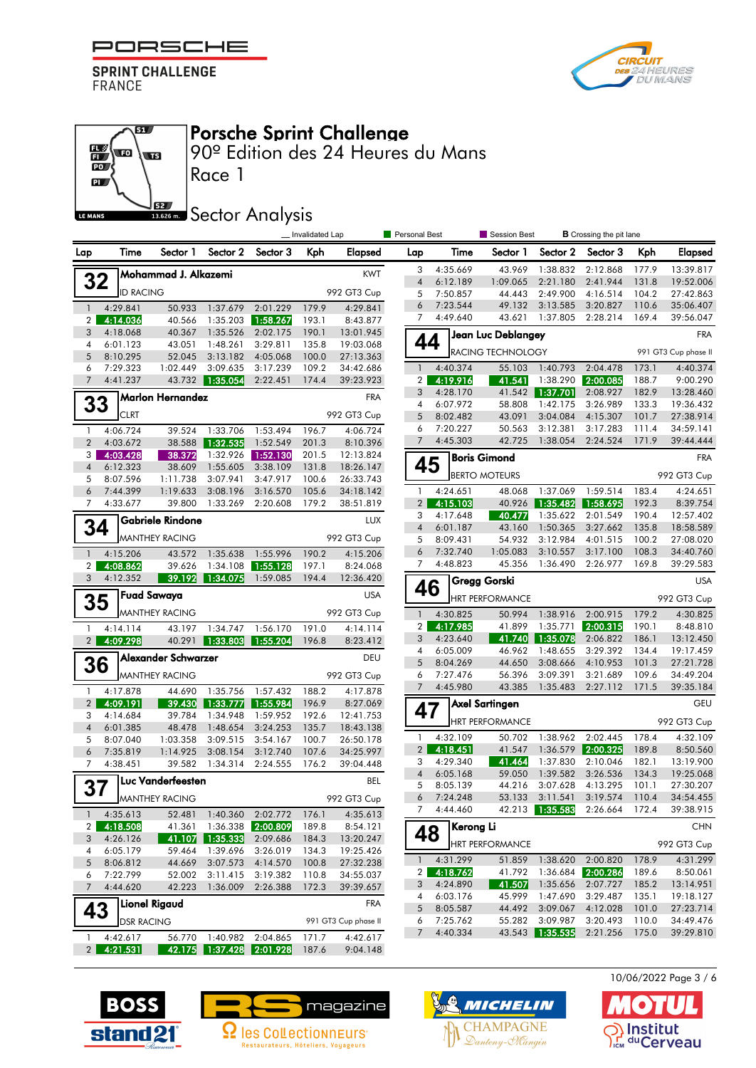# Porsche Sprint Challenge

## 90º Edition des 24 Heures du Mans

## Race 1

## Sector Analysis

_ Invalidated Lap | Personal Best | Session Best | B Crossing the pit lane

### 32 Mohammad J. Alkazemi — KWT — ID RACING — 992 GT3 Cup

| Lap | Time | Sector 1 | Sector 2 | Sector 3 | Kph | Elapsed |
|---|---|---|---|---|---|---|
| 1 | 4:29.841 | 50.933 | 1:37.679 | 2:01.229 | 179.9 | 4:29.841 |
| 2 | 4:14.036 | 40.566 | 1:35.203 | 1:58.267 | 193.1 | 8:43.877 |
| 3 | 4:18.068 | 40.367 | 1:35.526 | 2:02.175 | 190.1 | 13:01.945 |
| 4 | 6:01.123 | 43.051 | 1:48.261 | 3:29.811 | 135.8 | 19:03.068 |
| 5 | 8:10.295 | 52.045 | 3:13.182 | 4:05.068 | 100.0 | 27:13.363 |
| 6 | 7:29.323 | 1:02.449 | 3:09.635 | 3:17.239 | 109.2 | 34:42.686 |
| 7 | 4:41.237 | 43.732 | 1:35.054 | 2:22.451 | 174.4 | 39:23.923 |

### 33 Marlon Hernandez — FRA — CLRT — 992 GT3 Cup

| Lap | Time | Sector 1 | Sector 2 | Sector 3 | Kph | Elapsed |
|---|---|---|---|---|---|---|
| 1 | 4:06.724 | 39.524 | 1:33.706 | 1:53.494 | 196.7 | 4:06.724 |
| 2 | 4:03.672 | 38.588 | 1:32.535 | 1:52.549 | 201.3 | 8:10.396 |
| 3 | 4:03.428 | 38.372 | 1:32.926 | 1:52.130 | 201.5 | 12:13.824 |
| 4 | 6:12.323 | 38.609 | 1:55.605 | 3:38.109 | 131.8 | 18:26.147 |
| 5 | 8:07.596 | 1:11.738 | 3:07.941 | 3:47.917 | 100.6 | 26:33.743 |
| 6 | 7:44.399 | 1:19.633 | 3:08.196 | 3:16.570 | 105.6 | 34:18.142 |
| 7 | 4:33.677 | 39.800 | 1:33.269 | 2:20.608 | 179.2 | 38:51.819 |

### 34 Gabriele Rindone — LUX — MANTHEY RACING — 992 GT3 Cup

| Lap | Time | Sector 1 | Sector 2 | Sector 3 | Kph | Elapsed |
|---|---|---|---|---|---|---|
| 1 | 4:15.206 | 43.572 | 1:35.638 | 1:55.996 | 190.2 | 4:15.206 |
| 2 | 4:08.862 | 39.626 | 1:34.108 | 1:55.128 | 197.1 | 8:24.068 |
| 3 | 4:12.352 | 39.192 | 1:34.075 | 1:59.085 | 194.4 | 12:36.420 |

### 35 Fuad Sawaya — USA — MANTHEY RACING — 992 GT3 Cup

| Lap | Time | Sector 1 | Sector 2 | Sector 3 | Kph | Elapsed |
|---|---|---|---|---|---|---|
| 1 | 4:14.114 | 43.197 | 1:34.747 | 1:56.170 | 191.0 | 4:14.114 |
| 2 | 4:09.298 | 40.291 | 1:33.803 | 1:55.204 | 196.8 | 8:23.412 |

### 36 Alexander Schwarzer — DEU — MANTHEY RACING — 992 GT3 Cup

| Lap | Time | Sector 1 | Sector 2 | Sector 3 | Kph | Elapsed |
|---|---|---|---|---|---|---|
| 1 | 4:17.878 | 44.690 | 1:35.756 | 1:57.432 | 188.2 | 4:17.878 |
| 2 | 4:09.191 | 39.430 | 1:33.777 | 1:55.984 | 196.9 | 8:27.069 |
| 3 | 4:14.684 | 39.784 | 1:34.948 | 1:59.952 | 192.6 | 12:41.753 |
| 4 | 6:01.385 | 48.478 | 1:48.654 | 3:24.253 | 135.7 | 18:43.138 |
| 5 | 8:07.040 | 1:03.358 | 3:09.515 | 3:54.167 | 100.7 | 26:50.178 |
| 6 | 7:35.819 | 1:14.925 | 3:08.154 | 3:12.740 | 107.6 | 34:25.997 |
| 7 | 4:38.451 | 39.582 | 1:34.314 | 2:24.555 | 176.2 | 39:04.448 |

### 37 Luc Vanderfeesten — BEL — MANTHEY RACING — 992 GT3 Cup

| Lap | Time | Sector 1 | Sector 2 | Sector 3 | Kph | Elapsed |
|---|---|---|---|---|---|---|
| 1 | 4:35.613 | 52.481 | 1:40.360 | 2:02.772 | 176.1 | 4:35.613 |
| 2 | 4:18.508 | 41.361 | 1:36.338 | 2:00.809 | 189.8 | 8:54.121 |
| 3 | 4:26.126 | 41.107 | 1:35.333 | 2:09.686 | 184.3 | 13:20.247 |
| 4 | 6:05.179 | 59.464 | 1:39.696 | 3:26.019 | 134.3 | 19:25.426 |
| 5 | 8:06.812 | 44.669 | 3:07.573 | 4:14.570 | 100.8 | 27:32.238 |
| 6 | 7:22.799 | 52.002 | 3:11.415 | 3:19.382 | 110.8 | 34:55.037 |
| 7 | 4:44.620 | 42.223 | 1:36.009 | 2:26.388 | 172.3 | 39:39.657 |

### 43 Lionel Rigaud — FRA — DSR RACING — 991 GT3 Cup phase II

| Lap | Time | Sector 1 | Sector 2 | Sector 3 | Kph | Elapsed |
|---|---|---|---|---|---|---|
| 1 | 4:42.617 | 56.770 | 1:40.982 | 2:04.865 | 171.7 | 4:42.617 |
| 2 | 4:21.531 | 42.175 | 1:37.428 | 2:01.928 | 187.6 | 9:04.148 |
| 3 | 4:35.669 | 43.969 | 1:38.832 | 2:12.868 | 177.9 | 13:39.817 |
| 4 | 6:12.189 | 1:09.065 | 2:21.180 | 2:41.944 | 131.8 | 19:52.006 |
| 5 | 7:50.857 | 44.443 | 2:49.900 | 4:16.514 | 104.2 | 27:42.863 |
| 6 | 7:23.544 | 49.132 | 3:13.585 | 3:20.827 | 110.6 | 35:06.407 |
| 7 | 4:49.640 | 43.621 | 1:37.805 | 2:28.214 | 169.4 | 39:56.047 |

### 44 Jean Luc Deblangey — FRA — RACING TECHNOLOGY — 991 GT3 Cup phase II

| Lap | Time | Sector 1 | Sector 2 | Sector 3 | Kph | Elapsed |
|---|---|---|---|---|---|---|
| 1 | 4:40.374 | 55.103 | 1:40.793 | 2:04.478 | 173.1 | 4:40.374 |
| 2 | 4:19.916 | 41.541 | 1:38.290 | 2:00.085 | 188.7 | 9:00.290 |
| 3 | 4:28.170 | 41.542 | 1:37.701 | 2:08.927 | 182.9 | 13:28.460 |
| 4 | 6:07.972 | 58.808 | 1:42.175 | 3:26.989 | 133.3 | 19:36.432 |
| 5 | 8:02.482 | 43.091 | 3:04.084 | 4:15.307 | 101.7 | 27:38.914 |
| 6 | 7:20.227 | 50.563 | 3:12.381 | 3:17.283 | 111.4 | 34:59.141 |
| 7 | 4:45.303 | 42.725 | 1:38.054 | 2:24.524 | 171.9 | 39:44.444 |

### 45 Boris Gimond — FRA — BERTO MOTEURS — 992 GT3 Cup

| Lap | Time | Sector 1 | Sector 2 | Sector 3 | Kph | Elapsed |
|---|---|---|---|---|---|---|
| 1 | 4:24.651 | 48.068 | 1:37.069 | 1:59.514 | 183.4 | 4:24.651 |
| 2 | 4:15.103 | 40.926 | 1:35.482 | 1:58.695 | 192.3 | 8:39.754 |
| 3 | 4:17.648 | 40.477 | 1:35.622 | 2:01.549 | 190.4 | 12:57.402 |
| 4 | 6:01.187 | 43.160 | 1:50.365 | 3:27.662 | 135.8 | 18:58.589 |
| 5 | 8:09.431 | 54.932 | 3:12.984 | 4:01.515 | 100.2 | 27:08.020 |
| 6 | 7:32.740 | 1:05.083 | 3:10.557 | 3:17.100 | 108.3 | 34:40.760 |
| 7 | 4:48.823 | 45.356 | 1:36.490 | 2:26.977 | 169.8 | 39:29.583 |

### 46 Gregg Gorski — USA — HRT PERFORMANCE — 992 GT3 Cup

| Lap | Time | Sector 1 | Sector 2 | Sector 3 | Kph | Elapsed |
|---|---|---|---|---|---|---|
| 1 | 4:30.825 | 50.994 | 1:38.916 | 2:00.915 | 179.2 | 4:30.825 |
| 2 | 4:17.985 | 41.899 | 1:35.771 | 2:00.315 | 190.1 | 8:48.810 |
| 3 | 4:23.640 | 41.740 | 1:35.078 | 2:06.822 | 186.1 | 13:12.450 |
| 4 | 6:05.009 | 46.962 | 1:48.655 | 3:29.392 | 134.4 | 19:17.459 |
| 5 | 8:04.269 | 44.650 | 3:08.666 | 4:10.953 | 101.3 | 27:21.728 |
| 6 | 7:27.476 | 56.396 | 3:09.391 | 3:21.689 | 109.6 | 34:49.204 |
| 7 | 4:45.980 | 43.385 | 1:35.483 | 2:27.112 | 171.5 | 39:35.184 |

### 47 Axel Sartingen — GEU — HRT PERFORMANCE — 992 GT3 Cup

| Lap | Time | Sector 1 | Sector 2 | Sector 3 | Kph | Elapsed |
|---|---|---|---|---|---|---|
| 1 | 4:32.109 | 50.702 | 1:38.962 | 2:02.445 | 178.4 | 4:32.109 |
| 2 | 4:18.451 | 41.547 | 1:36.579 | 2:00.325 | 189.8 | 8:50.560 |
| 3 | 4:29.340 | 41.464 | 1:37.830 | 2:10.046 | 182.1 | 13:19.900 |
| 4 | 6:05.168 | 59.050 | 1:39.582 | 3:26.536 | 134.3 | 19:25.068 |
| 5 | 8:05.139 | 44.216 | 3:07.628 | 4:13.295 | 101.1 | 27:30.207 |
| 6 | 7:24.248 | 53.133 | 3:11.541 | 3:19.574 | 110.4 | 34:54.455 |
| 7 | 4:44.460 | 42.213 | 1:35.583 | 2:26.664 | 172.4 | 39:38.915 |

### 48 Kerong Li — CHN — HRT PERFORMANCE — 992 GT3 Cup

| Lap | Time | Sector 1 | Sector 2 | Sector 3 | Kph | Elapsed |
|---|---|---|---|---|---|---|
| 1 | 4:31.299 | 51.859 | 1:38.620 | 2:00.820 | 178.9 | 4:31.299 |
| 2 | 4:18.762 | 41.792 | 1:36.684 | 2:00.286 | 189.6 | 8:50.061 |
| 3 | 4:24.890 | 41.507 | 1:35.656 | 2:07.727 | 185.2 | 13:14.951 |
| 4 | 6:03.176 | 45.999 | 1:47.690 | 3:29.487 | 135.1 | 19:18.127 |
| 5 | 8:05.587 | 44.492 | 3:09.067 | 4:12.028 | 101.0 | 27:23.714 |
| 6 | 7:25.762 | 55.282 | 3:09.987 | 3:20.493 | 110.0 | 34:49.476 |
| 7 | 4:40.334 | 43.543 | 1:35.535 | 2:21.256 | 175.0 | 39:29.810 |

10/06/2022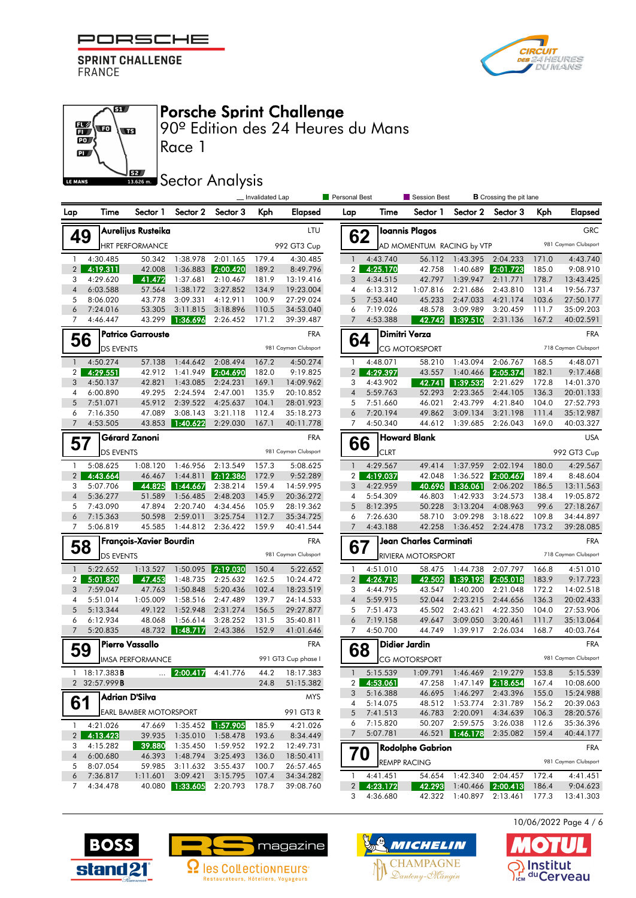PORSCHE SPRINT CHALLENGE FRANCE

# Porsche Sprint Challenge
## 90º Edition des 24 Heures du Mans
## Race 1
## Sector Analysis

Le Mans 13.626 m.

_ Invalidated Lap | Personal Best | Session Best | B Crossing the pit lane

### 49 Aurelijus Rusteika — LTU — HRT PERFORMANCE — 992 GT3 Cup

| Lap | Time | Sector 1 | Sector 2 | Sector 3 | Kph | Elapsed |
|---|---|---|---|---|---|---|
| 1 | 4:30.485 | 50.342 | 1:38.978 | 2:01.165 | 179.4 | 4:30.485 |
| 2 | 4:19.311 | 42.008 | 1:36.883 | 2:00.420 | 189.2 | 8:49.796 |
| 3 | 4:29.620 | 41.472 | 1:37.681 | 2:10.467 | 181.9 | 13:19.416 |
| 4 | 6:03.588 | 57.564 | 1:38.172 | 3:27.852 | 134.9 | 19:23.004 |
| 5 | 8:06.020 | 43.778 | 3:09.331 | 4:12.911 | 100.9 | 27:29.024 |
| 6 | 7:24.016 | 53.305 | 3:11.815 | 3:18.896 | 110.5 | 34:53.040 |
| 7 | 4:46.447 | 43.299 | 1:36.696 | 2:26.452 | 171.2 | 39:39.487 |

### 56 Patrice Garrouste — FRA — DS EVENTS — 981 Cayman Clubsport

| Lap | Time | Sector 1 | Sector 2 | Sector 3 | Kph | Elapsed |
|---|---|---|---|---|---|---|
| 1 | 4:50.274 | 57.138 | 1:44.642 | 2:08.494 | 167.2 | 4:50.274 |
| 2 | 4:29.551 | 42.912 | 1:41.949 | 2:04.690 | 182.0 | 9:19.825 |
| 3 | 4:50.137 | 42.821 | 1:43.085 | 2:24.231 | 169.1 | 14:09.962 |
| 4 | 6:00.890 | 49.295 | 2:24.594 | 2:47.001 | 135.9 | 20:10.852 |
| 5 | 7:51.071 | 45.912 | 2:39.522 | 4:25.637 | 104.1 | 28:01.923 |
| 6 | 7:16.350 | 47.089 | 3:08.143 | 3:21.118 | 112.4 | 35:18.273 |
| 7 | 4:53.505 | 43.853 | 1:40.622 | 2:29.030 | 167.1 | 40:11.778 |

### 57 Gérard Zanoni — FRA — DS EVENTS — 981 Cayman Clubsport

| Lap | Time | Sector 1 | Sector 2 | Sector 3 | Kph | Elapsed |
|---|---|---|---|---|---|---|
| 1 | 5:08.625 | 1:08.120 | 1:46.956 | 2:13.549 | 157.3 | 5:08.625 |
| 2 | 4:43.664 | 46.467 | 1:44.811 | 2:12.386 | 172.9 | 9:52.289 |
| 3 | 5:07.706 | 44.825 | 1:44.667 | 2:38.214 | 159.4 | 14:59.995 |
| 4 | 5:36.277 | 51.589 | 1:56.485 | 2:48.203 | 145.9 | 20:36.272 |
| 5 | 7:43.090 | 47.894 | 2:20.740 | 4:34.456 | 105.9 | 28:19.362 |
| 6 | 7:15.363 | 50.598 | 2:59.011 | 3:25.754 | 112.7 | 35:34.725 |
| 7 | 5:06.819 | 45.585 | 1:44.812 | 2:36.422 | 159.9 | 40:41.544 |

### 58 François-Xavier Bourdin — FRA — DS EVENTS — 981 Cayman Clubsport

| Lap | Time | Sector 1 | Sector 2 | Sector 3 | Kph | Elapsed |
|---|---|---|---|---|---|---|
| 1 | 5:22.652 | 1:13.527 | 1:50.095 | 2:19.030 | 150.4 | 5:22.652 |
| 2 | 5:01.820 | 47.453 | 1:48.735 | 2:25.632 | 162.5 | 10:24.472 |
| 3 | 7:59.047 | 47.763 | 1:50.848 | 5:20.436 | 102.4 | 18:23.519 |
| 4 | 5:51.014 | 1:05.009 | 1:58.516 | 2:47.489 | 139.7 | 24:14.533 |
| 5 | 5:13.344 | 49.122 | 1:52.948 | 2:31.274 | 156.5 | 29:27.877 |
| 6 | 6:12.934 | 48.068 | 1:56.614 | 3:28.252 | 131.5 | 35:40.811 |
| 7 | 5:20.835 | 48.732 | 1:48.717 | 2:43.386 | 152.9 | 41:01.646 |

### 59 Pierre Vassallo — FRA — IMSA PERFORMANCE — 991 GT3 Cup phase I

| Lap | Time | Sector 1 | Sector 2 | Sector 3 | Kph | Elapsed |
|---|---|---|---|---|---|---|
| 1 | 18:17.383 B | ... | 2:00.417 | 4:41.776 | 44.2 | 18:17.383 |
| 2 | 32:57.999 B | | | | 24.8 | 51:15.382 |

### 61 Adrian D'Silva — MYS — EARL BAMBER MOTORSPORT — 991 GT3 R

| Lap | Time | Sector 1 | Sector 2 | Sector 3 | Kph | Elapsed |
|---|---|---|---|---|---|---|
| 1 | 4:21.026 | 47.669 | 1:35.452 | 1:57.905 | 185.9 | 4:21.026 |
| 2 | 4:13.423 | 39.935 | 1:35.010 | 1:58.478 | 193.6 | 8:34.449 |
| 3 | 4:15.282 | 39.880 | 1:35.450 | 1:59.952 | 192.2 | 12:49.731 |
| 4 | 6:00.680 | 46.393 | 1:48.794 | 3:25.493 | 136.0 | 18:50.411 |
| 5 | 8:07.054 | 59.985 | 3:11.632 | 3:55.437 | 100.7 | 26:57.465 |
| 6 | 7:36.817 | 1:11.601 | 3:09.421 | 3:15.795 | 107.4 | 34:34.282 |
| 7 | 4:34.478 | 40.080 | 1:33.605 | 2:20.793 | 178.7 | 39:08.760 |

### 62 Ioannis Plagos — GRC — AD MOMENTUM RACING by VTP — 981 Cayman Clubsport

| Lap | Time | Sector 1 | Sector 2 | Sector 3 | Kph | Elapsed |
|---|---|---|---|---|---|---|
| 1 | 4:43.740 | 56.112 | 1:43.395 | 2:04.233 | 171.0 | 4:43.740 |
| 2 | 4:25.170 | 42.758 | 1:40.689 | 2:01.723 | 185.0 | 9:08.910 |
| 3 | 4:34.515 | 42.797 | 1:39.947 | 2:11.771 | 178.7 | 13:43.425 |
| 4 | 6:13.312 | 1:07.816 | 2:21.686 | 2:43.810 | 131.4 | 19:56.737 |
| 5 | 7:53.440 | 45.233 | 2:47.033 | 4:21.174 | 103.6 | 27:50.177 |
| 6 | 7:19.026 | 48.578 | 3:09.989 | 3:20.459 | 111.7 | 35:09.203 |
| 7 | 4:53.388 | 42.742 | 1:39.510 | 2:31.136 | 167.2 | 40:02.591 |

### 64 Dimitri Verza — FRA — CG MOTORSPORT — 718 Cayman Clubsport

| Lap | Time | Sector 1 | Sector 2 | Sector 3 | Kph | Elapsed |
|---|---|---|---|---|---|---|
| 1 | 4:48.071 | 58.210 | 1:43.094 | 2:06.767 | 168.5 | 4:48.071 |
| 2 | 4:29.397 | 43.557 | 1:40.466 | 2:05.374 | 182.1 | 9:17.468 |
| 3 | 4:43.902 | 42.741 | 1:39.532 | 2:21.629 | 172.8 | 14:01.370 |
| 4 | 5:59.763 | 52.293 | 2:23.365 | 2:44.105 | 136.3 | 20:01.133 |
| 5 | 7:51.660 | 46.021 | 2:43.799 | 4:21.840 | 104.0 | 27:52.793 |
| 6 | 7:20.194 | 49.862 | 3:09.134 | 3:21.198 | 111.4 | 35:12.987 |
| 7 | 4:50.340 | 44.612 | 1:39.685 | 2:26.043 | 169.0 | 40:03.327 |

### 66 Howard Blank — USA — CLRT — 992 GT3 Cup

| Lap | Time | Sector 1 | Sector 2 | Sector 3 | Kph | Elapsed |
|---|---|---|---|---|---|---|
| 1 | 4:29.567 | 49.414 | 1:37.959 | 2:02.194 | 180.0 | 4:29.567 |
| 2 | 4:19.037 | 42.048 | 1:36.522 | 2:00.467 | 189.4 | 8:48.604 |
| 3 | 4:22.959 | 40.696 | 1:36.061 | 2:06.202 | 186.5 | 13:11.563 |
| 4 | 5:54.309 | 46.803 | 1:42.933 | 3:24.573 | 138.4 | 19:05.872 |
| 5 | 8:12.395 | 50.228 | 3:13.204 | 4:08.963 | 99.6 | 27:18.267 |
| 6 | 7:26.630 | 58.710 | 3:09.298 | 3:18.622 | 109.8 | 34:44.897 |
| 7 | 4:43.188 | 42.258 | 1:36.452 | 2:24.478 | 173.2 | 39:28.085 |

### 67 Jean Charles Carminati — FRA — RIVIERA MOTORSPORT — 718 Cayman Clubsport

| Lap | Time | Sector 1 | Sector 2 | Sector 3 | Kph | Elapsed |
|---|---|---|---|---|---|---|
| 1 | 4:51.010 | 58.475 | 1:44.738 | 2:07.797 | 166.8 | 4:51.010 |
| 2 | 4:26.713 | 42.502 | 1:39.193 | 2:05.018 | 183.9 | 9:17.723 |
| 3 | 4:44.795 | 43.547 | 1:40.200 | 2:21.048 | 172.2 | 14:02.518 |
| 4 | 5:59.915 | 52.044 | 2:23.215 | 2:44.656 | 136.3 | 20:02.433 |
| 5 | 7:51.473 | 45.502 | 2:43.621 | 4:22.350 | 104.0 | 27:53.906 |
| 6 | 7:19.158 | 49.647 | 3:09.050 | 3:20.461 | 111.7 | 35:13.064 |
| 7 | 4:50.700 | 44.749 | 1:39.917 | 2:26.034 | 168.7 | 40:03.764 |

### 68 Didier Jardin — FRA — CG MOTORSPORT — 981 Cayman Clubsport

| Lap | Time | Sector 1 | Sector 2 | Sector 3 | Kph | Elapsed |
|---|---|---|---|---|---|---|
| 1 | 5:15.539 | 1:09.791 | 1:46.469 | 2:19.279 | 153.8 | 5:15.539 |
| 2 | 4:53.061 | 47.258 | 1:47.149 | 2:18.654 | 167.4 | 10:08.600 |
| 3 | 5:16.388 | 46.695 | 1:46.297 | 2:43.396 | 155.0 | 15:24.988 |
| 4 | 5:14.075 | 48.512 | 1:53.774 | 2:31.789 | 156.2 | 20:39.063 |
| 5 | 7:41.513 | 46.783 | 2:20.091 | 4:34.639 | 106.3 | 28:20.576 |
| 6 | 7:15.820 | 50.207 | 2:59.575 | 3:26.038 | 112.6 | 35:36.396 |
| 7 | 5:07.781 | 46.521 | 1:46.178 | 2:35.082 | 159.4 | 40:44.177 |

### 70 Rodolphe Gabrion — FRA — REMPP RACING — 981 Cayman Clubsport

| Lap | Time | Sector 1 | Sector 2 | Sector 3 | Kph | Elapsed |
|---|---|---|---|---|---|---|
| 1 | 4:41.451 | 54.654 | 1:42.340 | 2:04.457 | 172.4 | 4:41.451 |
| 2 | 4:23.172 | 42.293 | 1:40.466 | 2:00.413 | 186.4 | 9:04.623 |
| 3 | 4:36.680 | 42.322 | 1:40.897 | 2:13.461 | 177.3 | 13:41.303 |

10/06/2022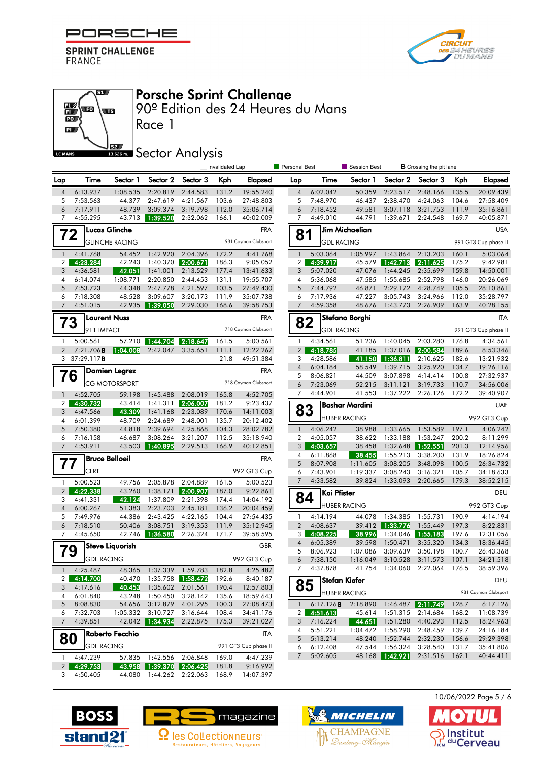# Porsche Sprint Challenge

## 90º Edition des 24 Heures du Mans

## Race 1

## Sector Analysis

_ Invalidated Lap | Personal Best | Session Best | B Crossing the pit lane

| Lap | Time | Sector 1 | Sector 2 | Sector 3 | Kph | Elapsed |
|---|---|---|---|---|---|---|
| 4 | 6:13.937 | 1:08.535 | 2:20.819 | 2:44.583 | 131.2 | 19:55.240 |
| 5 | 7:53.563 | 44.377 | 2:47.619 | 4:21.567 | 103.6 | 27:48.803 |
| 6 | 7:17.911 | 48.739 | 3:09.374 | 3:19.798 | 112.0 | 35:06.714 |
| 7 | 4:55.295 | 43.713 | 1:39.520 | 2:32.062 | 166.1 | 40:02.009 |

### 72 Lucas Glinche — FRA — GLINCHE RACING — 981 Cayman Clubsport

| Lap | Time | Sector 1 | Sector 2 | Sector 3 | Kph | Elapsed |
|---|---|---|---|---|---|---|
| 1 | 4:41.768 | 54.452 | 1:42.920 | 2:04.396 | 172.2 | 4:41.768 |
| 2 | 4:23.284 | 42.243 | 1:40.370 | 2:00.671 | 186.3 | 9:05.052 |
| 3 | 4:36.581 | 42.051 | 1:41.001 | 2:13.529 | 177.4 | 13:41.633 |
| 4 | 6:14.074 | 1:08.771 | 2:20.850 | 2:44.453 | 131.1 | 19:55.707 |
| 5 | 7:53.723 | 44.348 | 2:47.778 | 4:21.597 | 103.5 | 27:49.430 |
| 6 | 7:18.308 | 48.528 | 3:09.607 | 3:20.173 | 111.9 | 35:07.738 |
| 7 | 4:51.015 | 42.935 | 1:39.050 | 2:29.030 | 168.6 | 39:58.753 |

### 73 Laurent Nuss — FRA — 911 IMPACT — 718 Cayman Clubsport

| Lap | Time | Sector 1 | Sector 2 | Sector 3 | Kph | Elapsed |
|---|---|---|---|---|---|---|
| 1 | 5:00.561 | 57.210 | 1:44.704 | 2:18.647 | 161.5 | 5:00.561 |
| 2 | 7:21.706B | 1:04.008 | 2:42.047 | 3:35.651 | 111.1 | 12:22.267 |
| 3 | 37:29.117B | | | | 21.8 | 49:51.384 |

### 76 Damien Legrez — FRA — CG MOTORSPORT — 718 Cayman Clubsport

| Lap | Time | Sector 1 | Sector 2 | Sector 3 | Kph | Elapsed |
|---|---|---|---|---|---|---|
| 1 | 4:52.705 | 59.198 | 1:45.488 | 2:08.019 | 165.8 | 4:52.705 |
| 2 | 4:30.732 | 43.414 | 1:41.311 | 2:06.007 | 181.2 | 9:23.437 |
| 3 | 4:47.566 | 43.309 | 1:41.168 | 2:23.089 | 170.6 | 14:11.003 |
| 4 | 6:01.399 | 48.709 | 2:24.689 | 2:48.001 | 135.7 | 20:12.402 |
| 5 | 7:50.380 | 44.818 | 2:39.694 | 4:25.868 | 104.3 | 28:02.782 |
| 6 | 7:16.158 | 46.687 | 3:08.264 | 3:21.207 | 112.5 | 35:18.940 |
| 7 | 4:53.911 | 43.503 | 1:40.895 | 2:29.513 | 166.9 | 40:12.851 |

### 77 Bruce Belloeil — FRA — CLRT — 992 GT3 Cup

| Lap | Time | Sector 1 | Sector 2 | Sector 3 | Kph | Elapsed |
|---|---|---|---|---|---|---|
| 1 | 5:00.523 | 49.756 | 2:05.878 | 2:04.889 | 161.5 | 5:00.523 |
| 2 | 4:22.338 | 43.260 | 1:38.171 | 2:00.907 | 187.0 | 9:22.861 |
| 3 | 4:41.331 | 42.124 | 1:37.809 | 2:21.398 | 174.4 | 14:04.192 |
| 4 | 6:00.267 | 51.383 | 2:23.703 | 2:45.181 | 136.2 | 20:04.459 |
| 5 | 7:49.976 | 44.386 | 2:43.425 | 4:22.165 | 104.4 | 27:54.435 |
| 6 | 7:18.510 | 50.406 | 3:08.751 | 3:19.353 | 111.9 | 35:12.945 |
| 7 | 4:45.650 | 42.746 | 1:36.580 | 2:26.324 | 171.7 | 39:58.595 |

### 79 Steve Liquorish — GBR — GDL RACING — 992 GT3 Cup

| Lap | Time | Sector 1 | Sector 2 | Sector 3 | Kph | Elapsed |
|---|---|---|---|---|---|---|
| 1 | 4:25.487 | 48.365 | 1:37.339 | 1:59.783 | 182.8 | 4:25.487 |
| 2 | 4:14.700 | 40.470 | 1:35.758 | 1:58.472 | 192.6 | 8:40.187 |
| 3 | 4:17.616 | 40.453 | 1:35.602 | 2:01.561 | 190.4 | 12:57.803 |
| 4 | 6:01.840 | 43.248 | 1:50.450 | 3:28.142 | 135.6 | 18:59.643 |
| 5 | 8:08.830 | 54.656 | 3:12.879 | 4:01.295 | 100.3 | 27:08.473 |
| 6 | 7:32.703 | 1:05.332 | 3:10.727 | 3:16.644 | 108.4 | 34:41.176 |
| 7 | 4:39.851 | 42.042 | 1:34.934 | 2:22.875 | 175.3 | 39:21.027 |

### 80 Roberto Fecchio — ITA — GDL RACING — 991 GT3 Cup phase II

| Lap | Time | Sector 1 | Sector 2 | Sector 3 | Kph | Elapsed |
|---|---|---|---|---|---|---|
| 1 | 4:47.239 | 57.835 | 1:42.556 | 2:06.848 | 169.0 | 4:47.239 |
| 2 | 4:29.753 | 43.958 | 1:39.370 | 2:06.425 | 181.8 | 9:16.992 |
| 3 | 4:50.405 | 44.080 | 1:44.262 | 2:22.063 | 168.9 | 14:07.397 |
| 4 | 6:02.042 | 50.359 | 2:23.517 | 2:48.166 | 135.5 | 20:09.439 |
| 5 | 7:48.970 | 46.437 | 2:38.470 | 4:24.063 | 104.6 | 27:58.409 |
| 6 | 7:18.452 | 49.581 | 3:07.118 | 3:21.753 | 111.9 | 35:16.861 |
| 7 | 4:49.010 | 44.791 | 1:39.671 | 2:24.548 | 169.7 | 40:05.871 |

### 81 Jim Michaelian — USA — GDL RACING — 991 GT3 Cup phase II

| Lap | Time | Sector 1 | Sector 2 | Sector 3 | Kph | Elapsed |
|---|---|---|---|---|---|---|
| 1 | 5:03.064 | 1:05.997 | 1:43.864 | 2:13.203 | 160.1 | 5:03.064 |
| 2 | 4:39.917 | 45.579 | 1:42.713 | 2:11.625 | 175.2 | 9:42.981 |
| 3 | 5:07.020 | 47.076 | 1:44.245 | 2:35.699 | 159.8 | 14:50.001 |
| 4 | 5:36.068 | 47.585 | 1:55.685 | 2:52.798 | 146.0 | 20:26.069 |
| 5 | 7:44.792 | 46.871 | 2:29.172 | 4:28.749 | 105.5 | 28:10.861 |
| 6 | 7:17.936 | 47.227 | 3:05.743 | 3:24.966 | 112.0 | 35:28.797 |
| 7 | 4:59.358 | 48.676 | 1:43.773 | 2:26.909 | 163.9 | 40:28.155 |

### 82 Stefano Borghi — ITA — GDL RACING — 991 GT3 Cup phase II

| Lap | Time | Sector 1 | Sector 2 | Sector 3 | Kph | Elapsed |
|---|---|---|---|---|---|---|
| 1 | 4:34.561 | 51.236 | 1:40.045 | 2:03.280 | 176.8 | 4:34.561 |
| 2 | 4:18.785 | 41.185 | 1:37.016 | 2:00.584 | 189.6 | 8:53.346 |
| 3 | 4:28.586 | 41.150 | 1:36.811 | 2:10.625 | 182.6 | 13:21.932 |
| 4 | 6:04.184 | 58.549 | 1:39.715 | 3:25.920 | 134.7 | 19:26.116 |
| 5 | 8:06.821 | 44.509 | 3:07.898 | 4:14.414 | 100.8 | 27:32.937 |
| 6 | 7:23.069 | 52.215 | 3:11.121 | 3:19.733 | 110.7 | 34:56.006 |
| 7 | 4:44.901 | 41.553 | 1:37.222 | 2:26.126 | 172.2 | 39:40.907 |

### 83 Bashar Mardini — UAE — HUBER RACING — 992 GT3 Cup

| Lap | Time | Sector 1 | Sector 2 | Sector 3 | Kph | Elapsed |
|---|---|---|---|---|---|---|
| 1 | 4:06.242 | 38.988 | 1:33.665 | 1:53.589 | 197.1 | 4:06.242 |
| 2 | 4:05.057 | 38.622 | 1:33.188 | 1:53.247 | 200.2 | 8:11.299 |
| 3 | 4:03.657 | 38.458 | 1:32.648 | 1:52.551 | 201.3 | 12:14.956 |
| 4 | 6:11.868 | 38.455 | 1:55.213 | 3:38.200 | 131.9 | 18:26.824 |
| 5 | 8:07.908 | 1:11.605 | 3:08.205 | 3:48.098 | 100.5 | 26:34.732 |
| 6 | 7:43.901 | 1:19.337 | 3:08.243 | 3:16.321 | 105.7 | 34:18.633 |
| 7 | 4:33.582 | 39.824 | 1:33.093 | 2:20.665 | 179.3 | 38:52.215 |

### 84 Kai Pfister — DEU — HUBER RACING — 992 GT3 Cup

| Lap | Time | Sector 1 | Sector 2 | Sector 3 | Kph | Elapsed |
|---|---|---|---|---|---|---|
| 1 | 4:14.194 | 44.078 | 1:34.385 | 1:55.731 | 190.9 | 4:14.194 |
| 2 | 4:08.637 | 39.412 | 1:33.776 | 1:55.449 | 197.3 | 8:22.831 |
| 3 | 4:08.225 | 38.996 | 1:34.046 | 1:55.183 | 197.6 | 12:31.056 |
| 4 | 6:05.389 | 39.599 | 1:50.471 | 3:35.320 | 134.3 | 18:36.445 |
| 5 | 8:06.923 | 1:07.086 | 3:09.639 | 3:50.198 | 100.7 | 26:43.368 |
| 6 | 7:38.150 | 1:16.049 | 3:10.528 | 3:11.573 | 107.1 | 34:21.518 |
| 7 | 4:37.878 | 41.754 | 1:34.060 | 2:22.064 | 176.5 | 38:59.396 |

### 85 Stefan Kiefer — DEU — HUBER RACING — 981 Cayman Clubsport

| Lap | Time | Sector 1 | Sector 2 | Sector 3 | Kph | Elapsed |
|---|---|---|---|---|---|---|
| 1 | 6:17.126B | 2:18.890 | 1:46.487 | 2:11.749 | 128.7 | 6:17.126 |
| 2 | 4:51.613 | 45.614 | 1:51.315 | 2:14.684 | 168.2 | 11:08.739 |
| 3 | 7:16.224 | 44.651 | 1:51.280 | 4:40.293 | 112.5 | 18:24.963 |
| 4 | 5:51.221 | 1:04.472 | 1:58.290 | 2:48.459 | 139.7 | 24:16.184 |
| 5 | 5:13.214 | 48.240 | 1:52.744 | 2:32.230 | 156.6 | 29:29.398 |
| 6 | 6:12.408 | 47.544 | 1:56.324 | 3:28.540 | 131.7 | 35:41.806 |
| 7 | 5:02.605 | 48.168 | 1:42.921 | 2:31.516 | 162.1 | 40:44.411 |

10/06/2022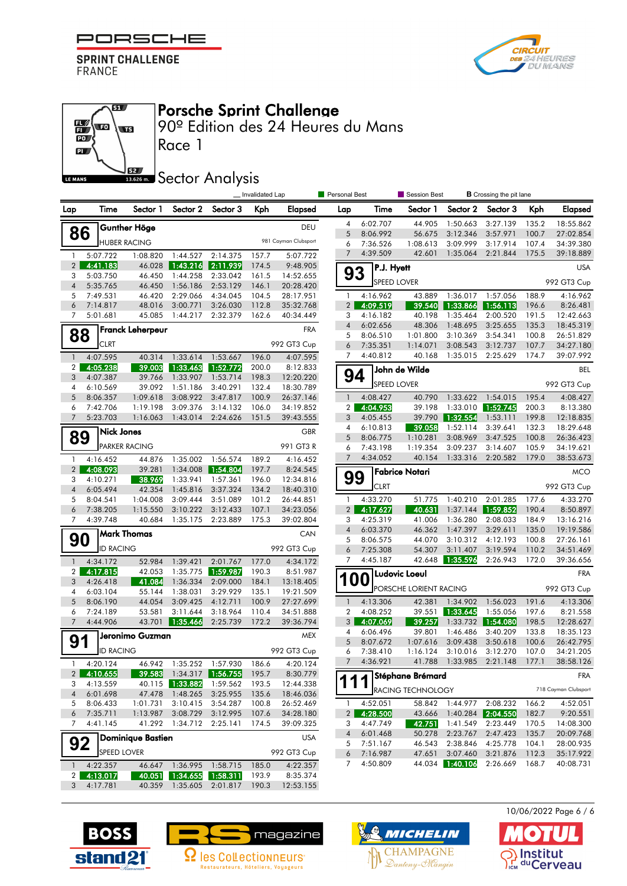PORSCHE
SPRINT CHALLENGE
FRANCE

# Porsche Sprint Challenge

## 90º Edition des 24 Heures du Mans

## Race 1

## Sector Analysis

_ Invalidated Lap | Personal Best | Session Best | B Crossing the pit lane

### 86 Gunther Höge — DEU — HUBER RACING — 981 Cayman Clubsport

| Lap | Time | Sector 1 | Sector 2 | Sector 3 | Kph | Elapsed |
|---|---|---|---|---|---|---|
| 1 | 5:07.722 | 1:08.820 | 1:44.527 | 2:14.375 | 157.7 | 5:07.722 |
| 2 | 4:41.183 | 46.028 | 1:43.216 | 2:11.939 | 174.5 | 9:48.905 |
| 3 | 5:03.750 | 46.450 | 1:44.258 | 2:33.042 | 161.5 | 14:52.655 |
| 4 | 5:35.765 | 46.450 | 1:56.186 | 2:53.129 | 146.1 | 20:28.420 |
| 5 | 7:49.531 | 46.420 | 2:29.066 | 4:34.045 | 104.5 | 28:17.951 |
| 6 | 7:14.817 | 48.016 | 3:00.771 | 3:26.030 | 112.8 | 35:32.768 |
| 7 | 5:01.681 | 45.085 | 1:44.217 | 2:32.379 | 162.6 | 40:34.449 |

### 88 Franck Leherpeur — FRA — CLRT — 992 GT3 Cup

| Lap | Time | Sector 1 | Sector 2 | Sector 3 | Kph | Elapsed |
|---|---|---|---|---|---|---|
| 1 | 4:07.595 | 40.314 | 1:33.614 | 1:53.667 | 196.0 | 4:07.595 |
| 2 | 4:05.238 | 39.003 | 1:33.463 | 1:52.772 | 200.0 | 8:12.833 |
| 3 | 4:07.387 | 39.766 | 1:33.907 | 1:53.714 | 198.3 | 12:20.220 |
| 4 | 6:10.569 | 39.092 | 1:51.186 | 3:40.291 | 132.4 | 18:30.789 |
| 5 | 8:06.357 | 1:09.618 | 3:08.922 | 3:47.817 | 100.9 | 26:37.146 |
| 6 | 7:42.706 | 1:19.198 | 3:09.376 | 3:14.132 | 106.0 | 34:19.852 |
| 7 | 5:23.703 | 1:16.063 | 1:43.014 | 2:24.626 | 151.5 | 39:43.555 |

### 89 Nick Jones — GBR — PARKER RACING — 991 GT3 R

| Lap | Time | Sector 1 | Sector 2 | Sector 3 | Kph | Elapsed |
|---|---|---|---|---|---|---|
| 1 | 4:16.452 | 44.876 | 1:35.002 | 1:56.574 | 189.2 | 4:16.452 |
| 2 | 4:08.093 | 39.281 | 1:34.008 | 1:54.804 | 197.7 | 8:24.545 |
| 3 | 4:10.271 | 38.969 | 1:33.941 | 1:57.361 | 196.0 | 12:34.816 |
| 4 | 6:05.494 | 42.354 | 1:45.816 | 3:37.324 | 134.2 | 18:40.310 |
| 5 | 8:04.541 | 1:04.008 | 3:09.444 | 3:51.089 | 101.2 | 26:44.851 |
| 6 | 7:38.205 | 1:15.550 | 3:10.222 | 3:12.433 | 107.1 | 34:23.056 |
| 7 | 4:39.748 | 40.684 | 1:35.175 | 2:23.889 | 175.3 | 39:02.804 |

### 90 Mark Thomas — CAN — ID RACING — 992 GT3 Cup

| Lap | Time | Sector 1 | Sector 2 | Sector 3 | Kph | Elapsed |
|---|---|---|---|---|---|---|
| 1 | 4:34.172 | 52.984 | 1:39.421 | 2:01.767 | 177.0 | 4:34.172 |
| 2 | 4:17.815 | 42.053 | 1:35.775 | 1:59.987 | 190.3 | 8:51.987 |
| 3 | 4:26.418 | 41.084 | 1:36.334 | 2:09.000 | 184.1 | 13:18.405 |
| 4 | 6:03.104 | 55.144 | 1:38.031 | 3:29.929 | 135.1 | 19:21.509 |
| 5 | 8:06.190 | 44.054 | 3:09.425 | 4:12.711 | 100.9 | 27:27.699 |
| 6 | 7:24.189 | 53.581 | 3:11.644 | 3:18.964 | 110.4 | 34:51.888 |
| 7 | 4:44.906 | 43.701 | 1:35.466 | 2:25.739 | 172.2 | 39:36.794 |

### 91 Jeronimo Guzman — MEX — ID RACING — 992 GT3 Cup

| Lap | Time | Sector 1 | Sector 2 | Sector 3 | Kph | Elapsed |
|---|---|---|---|---|---|---|
| 1 | 4:20.124 | 46.942 | 1:35.252 | 1:57.930 | 186.6 | 4:20.124 |
| 2 | 4:10.655 | 39.583 | 1:34.317 | 1:56.755 | 195.7 | 8:30.779 |
| 3 | 4:13.559 | 40.115 | 1:33.882 | 1:59.562 | 193.5 | 12:44.338 |
| 4 | 6:01.698 | 47.478 | 1:48.265 | 3:25.955 | 135.6 | 18:46.036 |
| 5 | 8:06.433 | 1:01.731 | 3:10.415 | 3:54.287 | 100.8 | 26:52.469 |
| 6 | 7:35.711 | 1:13.987 | 3:08.729 | 3:12.995 | 107.6 | 34:28.180 |
| 7 | 4:41.145 | 41.292 | 1:34.712 | 2:25.141 | 174.5 | 39:09.325 |

### 92 Dominique Bastien — USA — SPEED LOVER — 992 GT3 Cup

| Lap | Time | Sector 1 | Sector 2 | Sector 3 | Kph | Elapsed |
|---|---|---|---|---|---|---|
| 1 | 4:22.357 | 46.647 | 1:36.995 | 1:58.715 | 185.0 | 4:22.357 |
| 2 | 4:13.017 | 40.051 | 1:34.655 | 1:58.311 | 193.9 | 8:35.374 |
| 3 | 4:17.781 | 40.359 | 1:35.605 | 2:01.817 | 190.3 | 12:53.155 |
| 4 | 6:02.707 | 44.905 | 1:50.663 | 3:27.139 | 135.2 | 18:55.862 |
| 5 | 8:06.992 | 56.675 | 3:12.346 | 3:57.971 | 100.7 | 27:02.854 |
| 6 | 7:36.526 | 1:08.613 | 3:09.999 | 3:17.914 | 107.4 | 34:39.380 |
| 7 | 4:39.509 | 42.601 | 1:35.064 | 2:21.844 | 175.5 | 39:18.889 |

### 93 P.J. Hyett — USA — SPEED LOVER — 992 GT3 Cup

| Lap | Time | Sector 1 | Sector 2 | Sector 3 | Kph | Elapsed |
|---|---|---|---|---|---|---|
| 1 | 4:16.962 | 43.889 | 1:36.017 | 1:57.056 | 188.9 | 4:16.962 |
| 2 | 4:09.519 | 39.540 | 1:33.866 | 1:56.113 | 196.6 | 8:26.481 |
| 3 | 4:16.182 | 40.198 | 1:35.464 | 2:00.520 | 191.5 | 12:42.663 |
| 4 | 6:02.656 | 48.306 | 1:48.695 | 3:25.655 | 135.3 | 18:45.319 |
| 5 | 8:06.510 | 1:01.800 | 3:10.369 | 3:54.341 | 100.8 | 26:51.829 |
| 6 | 7:35.351 | 1:14.071 | 3:08.543 | 3:12.737 | 107.7 | 34:27.180 |
| 7 | 4:40.812 | 40.168 | 1:35.015 | 2:25.629 | 174.7 | 39:07.992 |

### 94 John de Wilde — BEL — SPEED LOVER — 992 GT3 Cup

| Lap | Time | Sector 1 | Sector 2 | Sector 3 | Kph | Elapsed |
|---|---|---|---|---|---|---|
| 1 | 4:08.427 | 40.790 | 1:33.622 | 1:54.015 | 195.4 | 4:08.427 |
| 2 | 4:04.953 | 39.198 | 1:33.010 | 1:52.745 | 200.3 | 8:13.380 |
| 3 | 4:05.455 | 39.790 | 1:32.554 | 1:53.111 | 199.8 | 12:18.835 |
| 4 | 6:10.813 | 39.058 | 1:52.114 | 3:39.641 | 132.3 | 18:29.648 |
| 5 | 8:06.775 | 1:10.281 | 3:08.969 | 3:47.525 | 100.8 | 26:36.423 |
| 6 | 7:43.198 | 1:19.354 | 3:09.237 | 3:14.607 | 105.9 | 34:19.621 |
| 7 | 4:34.052 | 40.154 | 1:33.316 | 2:20.582 | 179.0 | 38:53.673 |

### 99 Fabrice Notari — MCO — CLRT — 992 GT3 Cup

| Lap | Time | Sector 1 | Sector 2 | Sector 3 | Kph | Elapsed |
|---|---|---|---|---|---|---|
| 1 | 4:33.270 | 51.775 | 1:40.210 | 2:01.285 | 177.6 | 4:33.270 |
| 2 | 4:17.627 | 40.631 | 1:37.144 | 1:59.852 | 190.4 | 8:50.897 |
| 3 | 4:25.319 | 41.006 | 1:36.280 | 2:08.033 | 184.9 | 13:16.216 |
| 4 | 6:03.370 | 46.362 | 1:47.397 | 3:29.611 | 135.0 | 19:19.586 |
| 5 | 8:06.575 | 44.070 | 3:10.312 | 4:12.193 | 100.8 | 27:26.161 |
| 6 | 7:25.308 | 54.307 | 3:11.407 | 3:19.594 | 110.2 | 34:51.469 |
| 7 | 4:45.187 | 42.648 | 1:35.596 | 2:26.943 | 172.0 | 39:36.656 |

### 100 Ludovic Loeul — FRA — PORSCHE LORIENT RACING — 992 GT3 Cup

| Lap | Time | Sector 1 | Sector 2 | Sector 3 | Kph | Elapsed |
|---|---|---|---|---|---|---|
| 1 | 4:13.306 | 42.381 | 1:34.902 | 1:56.023 | 191.6 | 4:13.306 |
| 2 | 4:08.252 | 39.551 | 1:33.645 | 1:55.056 | 197.6 | 8:21.558 |
| 3 | 4:07.069 | 39.257 | 1:33.732 | 1:54.080 | 198.5 | 12:28.627 |
| 4 | 6:06.496 | 39.801 | 1:46.486 | 3:40.209 | 133.8 | 18:35.123 |
| 5 | 8:07.672 | 1:07.616 | 3:09.438 | 3:50.618 | 100.6 | 26:42.795 |
| 6 | 7:38.410 | 1:16.124 | 3:10.016 | 3:12.270 | 107.0 | 34:21.205 |
| 7 | 4:36.921 | 41.788 | 1:33.985 | 2:21.148 | 177.1 | 38:58.126 |

### 111 Stéphane Brémard — FRA — RACING TECHNOLOGY — 718 Cayman Clubsport

| Lap | Time | Sector 1 | Sector 2 | Sector 3 | Kph | Elapsed |
|---|---|---|---|---|---|---|
| 1 | 4:52.051 | 58.842 | 1:44.977 | 2:08.232 | 166.2 | 4:52.051 |
| 2 | 4:28.500 | 43.666 | 1:40.284 | 2:04.550 | 182.7 | 9:20.551 |
| 3 | 4:47.749 | 42.751 | 1:41.549 | 2:23.449 | 170.5 | 14:08.300 |
| 4 | 6:01.468 | 50.278 | 2:23.767 | 2:47.423 | 135.7 | 20:09.768 |
| 5 | 7:51.167 | 46.543 | 2:38.846 | 4:25.778 | 104.1 | 28:00.935 |
| 6 | 7:16.987 | 47.651 | 3:07.460 | 3:21.876 | 112.3 | 35:17.922 |
| 7 | 4:50.809 | 44.034 | 1:40.106 | 2:26.669 | 168.7 | 40:08.731 |

10/06/2022